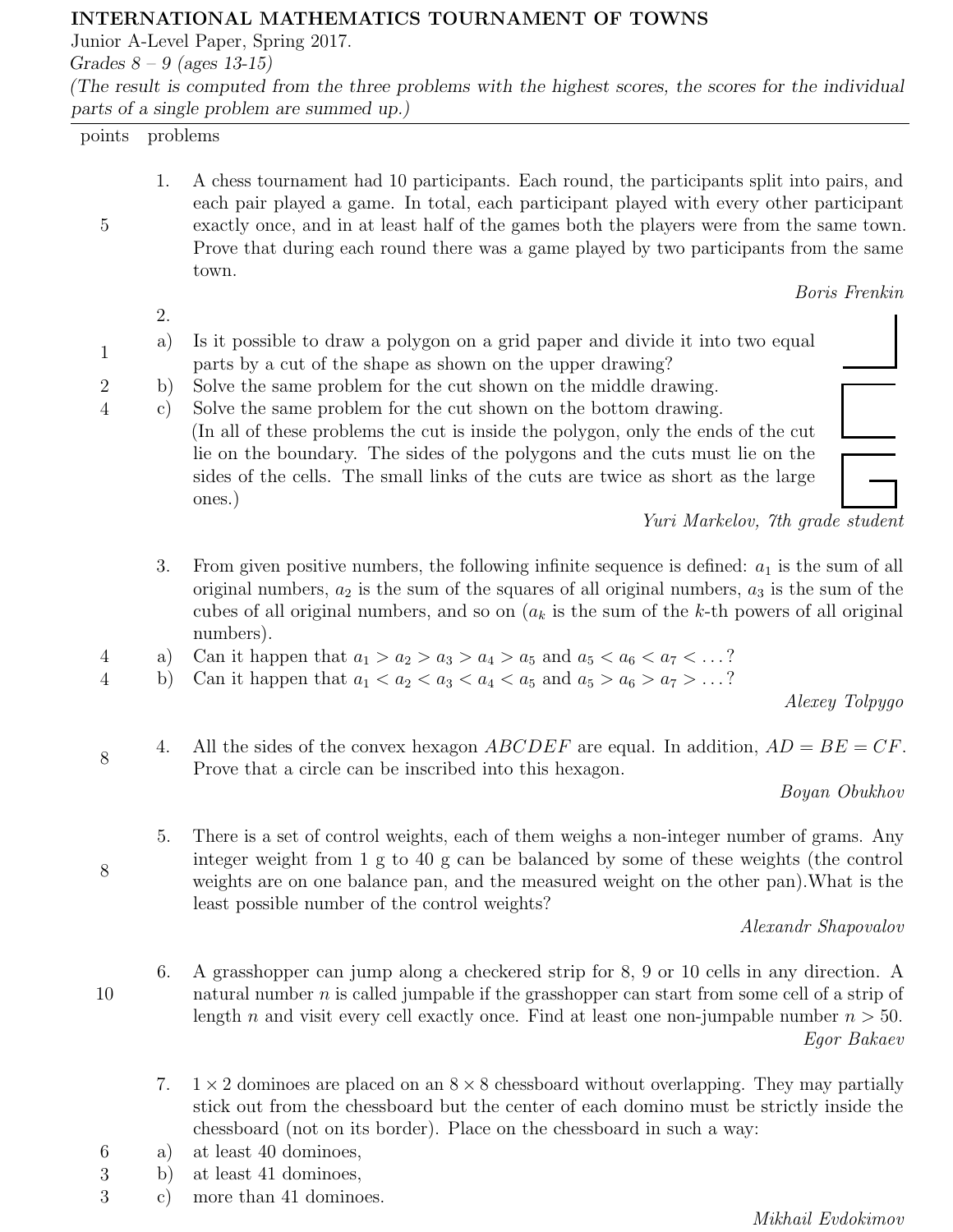**INTERNATIONAL MATHEMATICS TOURNAMENT OF TOWNS**

Junior A-Level Paper, Spring 2017.

*Grades 8 – 9 (ages 13-15)*

*(The result is computed from the three problems with the highest scores, the scores for the individual parts of a single problem are summed up.)*

| points | problems |
|---|---|

**1.** (5 points) A chess tournament had 10 participants. Each round, the participants split into pairs, and each pair played a game. In total, each participant played with every other participant exactly once, and in at least half of the games both the players were from the same town. Prove that during each round there was a game played by two participants from the same town.

*Boris Frenkin*

**2.**

a) (1 point) Is it possible to draw a polygon on a grid paper and divide it into two equal parts by a cut of the shape as shown on the upper drawing?

b) (2 points) Solve the same problem for the cut shown on the middle drawing.

c) (4 points) Solve the same problem for the cut shown on the bottom drawing.

(In all of these problems the cut is inside the polygon, only the ends of the cut lie on the boundary. The sides of the polygons and the cuts must lie on the sides of the cells. The small links of the cuts are twice as short as the large ones.)

*Yuri Markelov, 7th grade student*

**3.** From given positive numbers, the following infinite sequence is defined: $a_1$ is the sum of all original numbers, $a_2$ is the sum of the squares of all original numbers, $a_3$ is the sum of the cubes of all original numbers, and so on ($a_k$ is the sum of the $k$-th powers of all original numbers).

a) (4 points) Can it happen that $a_1 > a_2 > a_3 > a_4 > a_5$ and $a_5 < a_6 < a_7 < \ldots$?

b) (4 points) Can it happen that $a_1 < a_2 < a_3 < a_4 < a_5$ and $a_5 > a_6 > a_7 > \ldots$?

*Alexey Tolpygo*

**4.** (8 points) All the sides of the convex hexagon $ABCDEF$ are equal. In addition, $AD = BE = CF$. Prove that a circle can be inscribed into this hexagon.

*Boyan Obukhov*

**5.** (8 points) There is a set of control weights, each of them weighs a non-integer number of grams. Any integer weight from 1 g to 40 g can be balanced by some of these weights (the control weights are on one balance pan, and the measured weight on the other pan). What is the least possible number of the control weights?

*Alexandr Shapovalov*

**6.** (10 points) A grasshopper can jump along a checkered strip for 8, 9 or 10 cells in any direction. A natural number $n$ is called jumpable if the grasshopper can start from some cell of a strip of length $n$ and visit every cell exactly once. Find at least one non-jumpable number $n > 50$.

*Egor Bakaev*

**7.** $1 \times 2$ dominoes are placed on an $8 \times 8$ chessboard without overlapping. They may partially stick out from the chessboard but the center of each domino must be strictly inside the chessboard (not on its border). Place on the chessboard in such a way:

a) (6 points) at least 40 dominoes,

b) (3 points) at least 41 dominoes,

c) (3 points) more than 41 dominoes.

*Mikhail Evdokimov*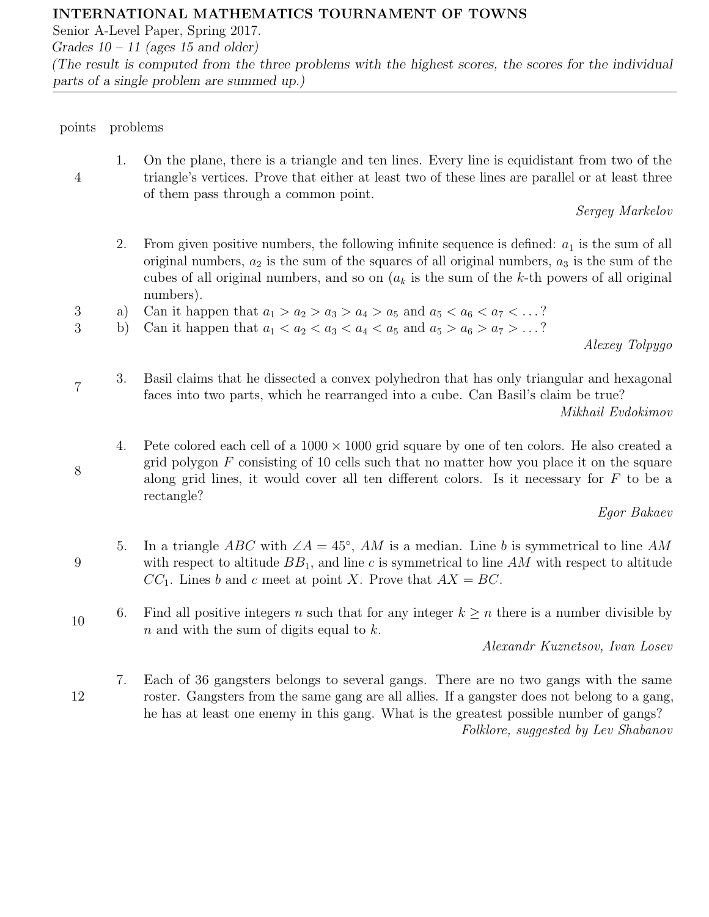**INTERNATIONAL MATHEMATICS TOURNAMENT OF TOWNS**

Senior A-Level Paper, Spring 2017.

*Grades 10 – 11 (ages 15 and older)*

*(The result is computed from the three problems with the highest scores, the scores for the individual parts of a single problem are summed up.)*

---

| points | problems |
|---|---|
| 4 | 1. On the plane, there is a triangle and ten lines. Every line is equidistant from two of the triangle's vertices. Prove that either at least two of these lines are parallel or at least three of them pass through a common point. *Sergey Markelov* |
| | 2. From given positive numbers, the following infinite sequence is defined: $a_1$ is the sum of all original numbers, $a_2$ is the sum of the squares of all original numbers, $a_3$ is the sum of the cubes of all original numbers, and so on ($a_k$ is the sum of the $k$-th powers of all original numbers). |
| 3 | a) Can it happen that $a_1 > a_2 > a_3 > a_4 > a_5$ and $a_5 < a_6 < a_7 < \ldots$? |
| 3 | b) Can it happen that $a_1 < a_2 < a_3 < a_4 < a_5$ and $a_5 > a_6 > a_7 > \ldots$? *Alexey Tolpygo* |
| 7 | 3. Basil claims that he dissected a convex polyhedron that has only triangular and hexagonal faces into two parts, which he rearranged into a cube. Can Basil's claim be true? *Mikhail Evdokimov* |
| 8 | 4. Pete colored each cell of a $1000 \times 1000$ grid square by one of ten colors. He also created a grid polygon $F$ consisting of 10 cells such that no matter how you place it on the square along grid lines, it would cover all ten different colors. Is it necessary for $F$ to be a rectangle? *Egor Bakaev* |
| 9 | 5. In a triangle $ABC$ with $\angle A = 45°$, $AM$ is a median. Line $b$ is symmetrical to line $AM$ with respect to altitude $BB_1$, and line $c$ is symmetrical to line $AM$ with respect to altitude $CC_1$. Lines $b$ and $c$ meet at point $X$. Prove that $AX = BC$. |
| 10 | 6. Find all positive integers $n$ such that for any integer $k \geq n$ there is a number divisible by $n$ and with the sum of digits equal to $k$. *Alexandr Kuznetsov, Ivan Losev* |
| 12 | 7. Each of 36 gangsters belongs to several gangs. There are no two gangs with the same roster. Gangsters from the same gang are all allies. If a gangster does not belong to a gang, he has at least one enemy in this gang. What is the greatest possible number of gangs? *Folklore, suggested by Lev Shabanov* |